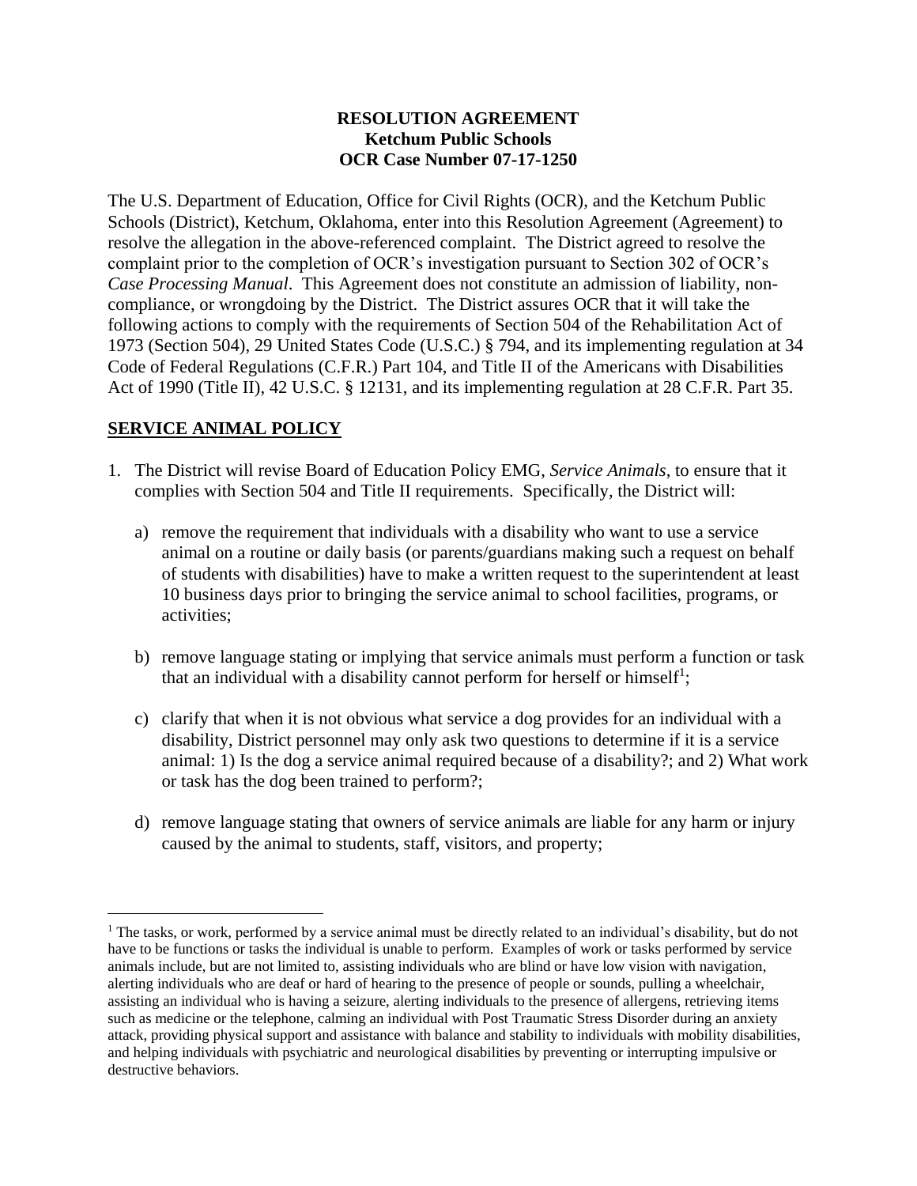**RESOLUTION AGREEMENT**
**Ketchum Public Schools**
**OCR Case Number 07-17-1250**

The U.S. Department of Education, Office for Civil Rights (OCR), and the Ketchum Public Schools (District), Ketchum, Oklahoma, enter into this Resolution Agreement (Agreement) to resolve the allegation in the above-referenced complaint. The District agreed to resolve the complaint prior to the completion of OCR's investigation pursuant to Section 302 of OCR's *Case Processing Manual*. This Agreement does not constitute an admission of liability, non-compliance, or wrongdoing by the District. The District assures OCR that it will take the following actions to comply with the requirements of Section 504 of the Rehabilitation Act of 1973 (Section 504), 29 United States Code (U.S.C.) § 794, and its implementing regulation at 34 Code of Federal Regulations (C.F.R.) Part 104, and Title II of the Americans with Disabilities Act of 1990 (Title II), 42 U.S.C. § 12131, and its implementing regulation at 28 C.F.R. Part 35.

## SERVICE ANIMAL POLICY

1. The District will revise Board of Education Policy EMG, *Service Animals*, to ensure that it complies with Section 504 and Title II requirements. Specifically, the District will:

   a) remove the requirement that individuals with a disability who want to use a service animal on a routine or daily basis (or parents/guardians making such a request on behalf of students with disabilities) have to make a written request to the superintendent at least 10 business days prior to bringing the service animal to school facilities, programs, or activities;

   b) remove language stating or implying that service animals must perform a function or task that an individual with a disability cannot perform for herself or himself[1];

   c) clarify that when it is not obvious what service a dog provides for an individual with a disability, District personnel may only ask two questions to determine if it is a service animal: 1) Is the dog a service animal required because of a disability?; and 2) What work or task has the dog been trained to perform?;

   d) remove language stating that owners of service animals are liable for any harm or injury caused by the animal to students, staff, visitors, and property;

[1] The tasks, or work, performed by a service animal must be directly related to an individual's disability, but do not have to be functions or tasks the individual is unable to perform. Examples of work or tasks performed by service animals include, but are not limited to, assisting individuals who are blind or have low vision with navigation, alerting individuals who are deaf or hard of hearing to the presence of people or sounds, pulling a wheelchair, assisting an individual who is having a seizure, alerting individuals to the presence of allergens, retrieving items such as medicine or the telephone, calming an individual with Post Traumatic Stress Disorder during an anxiety attack, providing physical support and assistance with balance and stability to individuals with mobility disabilities, and helping individuals with psychiatric and neurological disabilities by preventing or interrupting impulsive or destructive behaviors.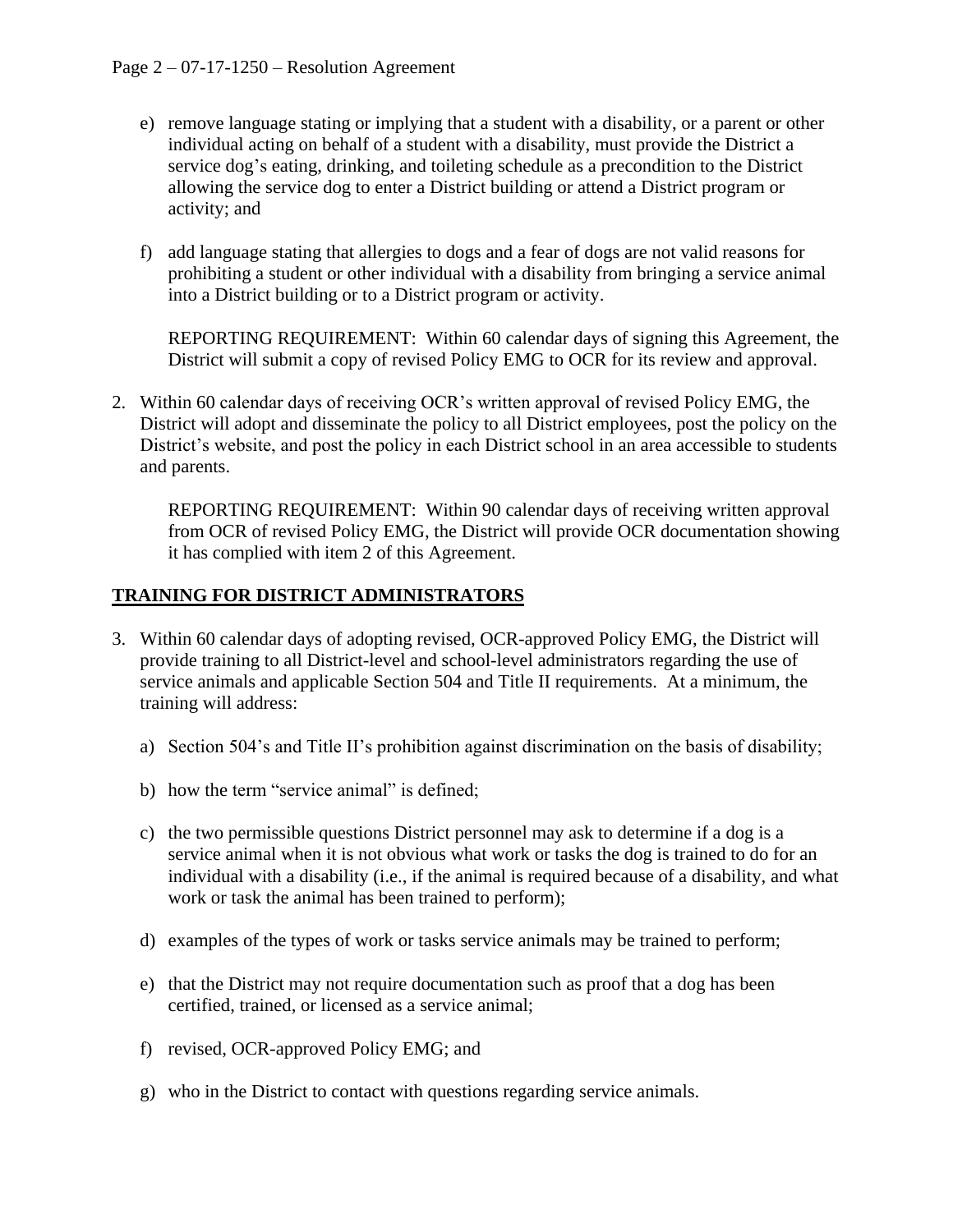e) remove language stating or implying that a student with a disability, or a parent or other individual acting on behalf of a student with a disability, must provide the District a service dog's eating, drinking, and toileting schedule as a precondition to the District allowing the service dog to enter a District building or attend a District program or activity; and

f) add language stating that allergies to dogs and a fear of dogs are not valid reasons for prohibiting a student or other individual with a disability from bringing a service animal into a District building or to a District program or activity.

REPORTING REQUIREMENT: Within 60 calendar days of signing this Agreement, the District will submit a copy of revised Policy EMG to OCR for its review and approval.

2. Within 60 calendar days of receiving OCR's written approval of revised Policy EMG, the District will adopt and disseminate the policy to all District employees, post the policy on the District's website, and post the policy in each District school in an area accessible to students and parents.

   REPORTING REQUIREMENT: Within 90 calendar days of receiving written approval from OCR of revised Policy EMG, the District will provide OCR documentation showing it has complied with item 2 of this Agreement.

## TRAINING FOR DISTRICT ADMINISTRATORS

3. Within 60 calendar days of adopting revised, OCR-approved Policy EMG, the District will provide training to all District-level and school-level administrators regarding the use of service animals and applicable Section 504 and Title II requirements. At a minimum, the training will address:

   a) Section 504's and Title II's prohibition against discrimination on the basis of disability;

   b) how the term "service animal" is defined;

   c) the two permissible questions District personnel may ask to determine if a dog is a service animal when it is not obvious what work or tasks the dog is trained to do for an individual with a disability (i.e., if the animal is required because of a disability, and what work or task the animal has been trained to perform);

   d) examples of the types of work or tasks service animals may be trained to perform;

   e) that the District may not require documentation such as proof that a dog has been certified, trained, or licensed as a service animal;

   f) revised, OCR-approved Policy EMG; and

   g) who in the District to contact with questions regarding service animals.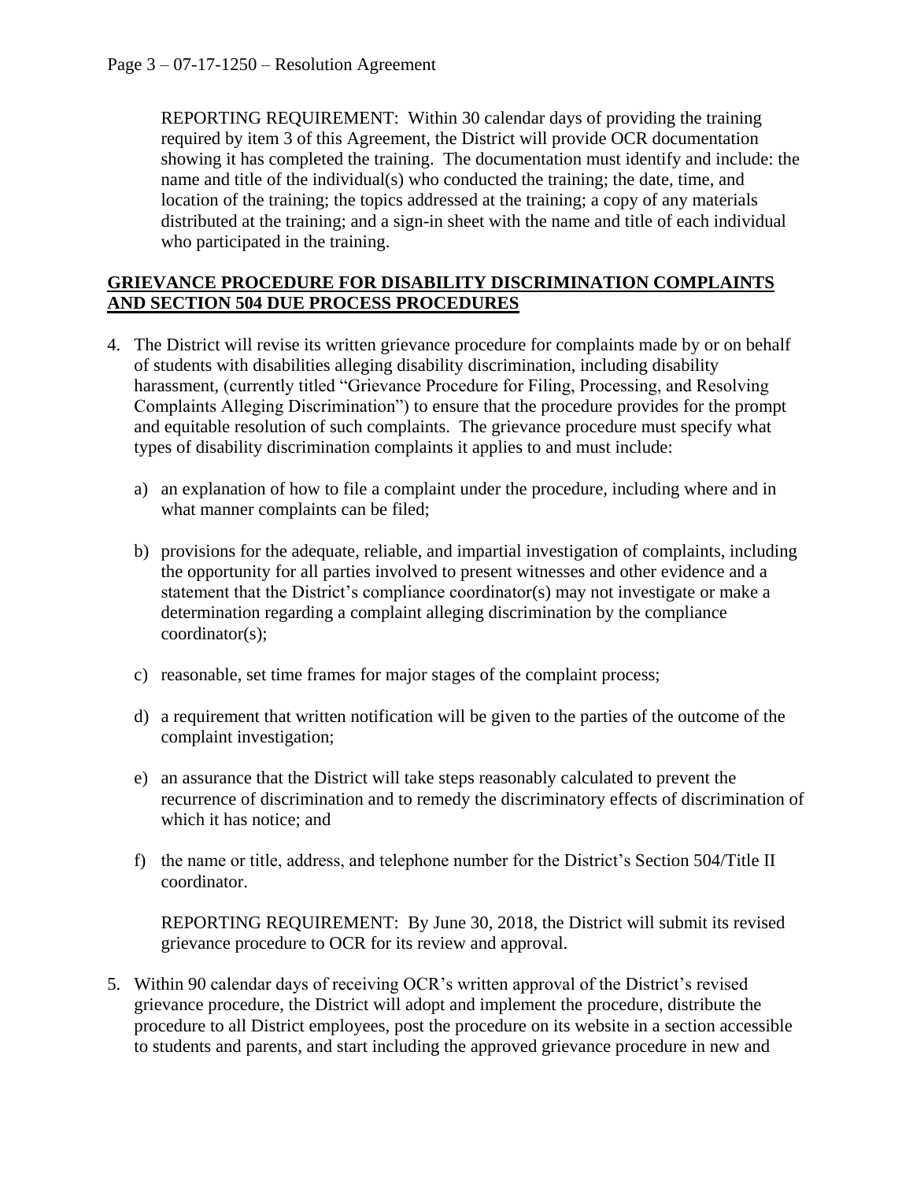REPORTING REQUIREMENT: Within 30 calendar days of providing the training required by item 3 of this Agreement, the District will provide OCR documentation showing it has completed the training. The documentation must identify and include: the name and title of the individual(s) who conducted the training; the date, time, and location of the training; the topics addressed at the training; a copy of any materials distributed at the training; and a sign-in sheet with the name and title of each individual who participated in the training.

## GRIEVANCE PROCEDURE FOR DISABILITY DISCRIMINATION COMPLAINTS AND SECTION 504 DUE PROCESS PROCEDURES

4. The District will revise its written grievance procedure for complaints made by or on behalf of students with disabilities alleging disability discrimination, including disability harassment, (currently titled "Grievance Procedure for Filing, Processing, and Resolving Complaints Alleging Discrimination") to ensure that the procedure provides for the prompt and equitable resolution of such complaints. The grievance procedure must specify what types of disability discrimination complaints it applies to and must include:

   a) an explanation of how to file a complaint under the procedure, including where and in what manner complaints can be filed;

   b) provisions for the adequate, reliable, and impartial investigation of complaints, including the opportunity for all parties involved to present witnesses and other evidence and a statement that the District's compliance coordinator(s) may not investigate or make a determination regarding a complaint alleging discrimination by the compliance coordinator(s);

   c) reasonable, set time frames for major stages of the complaint process;

   d) a requirement that written notification will be given to the parties of the outcome of the complaint investigation;

   e) an assurance that the District will take steps reasonably calculated to prevent the recurrence of discrimination and to remedy the discriminatory effects of discrimination of which it has notice; and

   f) the name or title, address, and telephone number for the District's Section 504/Title II coordinator.

   REPORTING REQUIREMENT: By June 30, 2018, the District will submit its revised grievance procedure to OCR for its review and approval.

5. Within 90 calendar days of receiving OCR's written approval of the District's revised grievance procedure, the District will adopt and implement the procedure, distribute the procedure to all District employees, post the procedure on its website in a section accessible to students and parents, and start including the approved grievance procedure in new and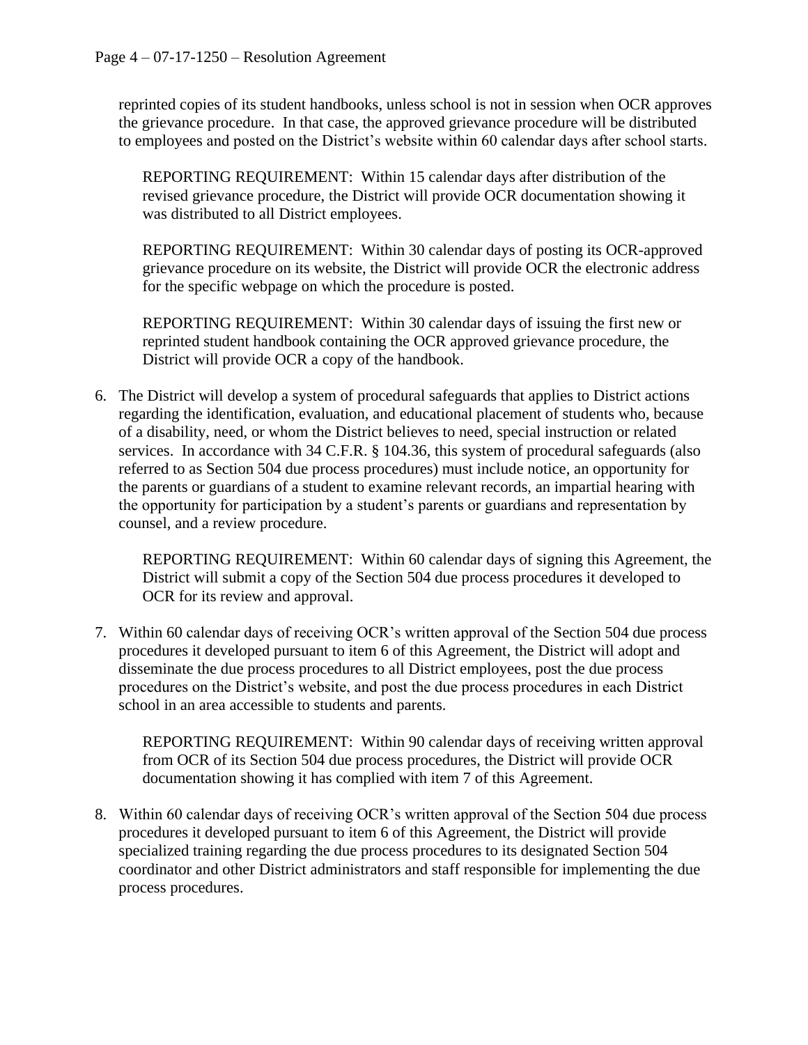reprinted copies of its student handbooks, unless school is not in session when OCR approves the grievance procedure. In that case, the approved grievance procedure will be distributed to employees and posted on the District's website within 60 calendar days after school starts.

REPORTING REQUIREMENT: Within 15 calendar days after distribution of the revised grievance procedure, the District will provide OCR documentation showing it was distributed to all District employees.

REPORTING REQUIREMENT: Within 30 calendar days of posting its OCR-approved grievance procedure on its website, the District will provide OCR the electronic address for the specific webpage on which the procedure is posted.

REPORTING REQUIREMENT: Within 30 calendar days of issuing the first new or reprinted student handbook containing the OCR approved grievance procedure, the District will provide OCR a copy of the handbook.

6. The District will develop a system of procedural safeguards that applies to District actions regarding the identification, evaluation, and educational placement of students who, because of a disability, need, or whom the District believes to need, special instruction or related services. In accordance with 34 C.F.R. § 104.36, this system of procedural safeguards (also referred to as Section 504 due process procedures) must include notice, an opportunity for the parents or guardians of a student to examine relevant records, an impartial hearing with the opportunity for participation by a student's parents or guardians and representation by counsel, and a review procedure.

   REPORTING REQUIREMENT: Within 60 calendar days of signing this Agreement, the District will submit a copy of the Section 504 due process procedures it developed to OCR for its review and approval.

7. Within 60 calendar days of receiving OCR's written approval of the Section 504 due process procedures it developed pursuant to item 6 of this Agreement, the District will adopt and disseminate the due process procedures to all District employees, post the due process procedures on the District's website, and post the due process procedures in each District school in an area accessible to students and parents.

   REPORTING REQUIREMENT: Within 90 calendar days of receiving written approval from OCR of its Section 504 due process procedures, the District will provide OCR documentation showing it has complied with item 7 of this Agreement.

8. Within 60 calendar days of receiving OCR's written approval of the Section 504 due process procedures it developed pursuant to item 6 of this Agreement, the District will provide specialized training regarding the due process procedures to its designated Section 504 coordinator and other District administrators and staff responsible for implementing the due process procedures.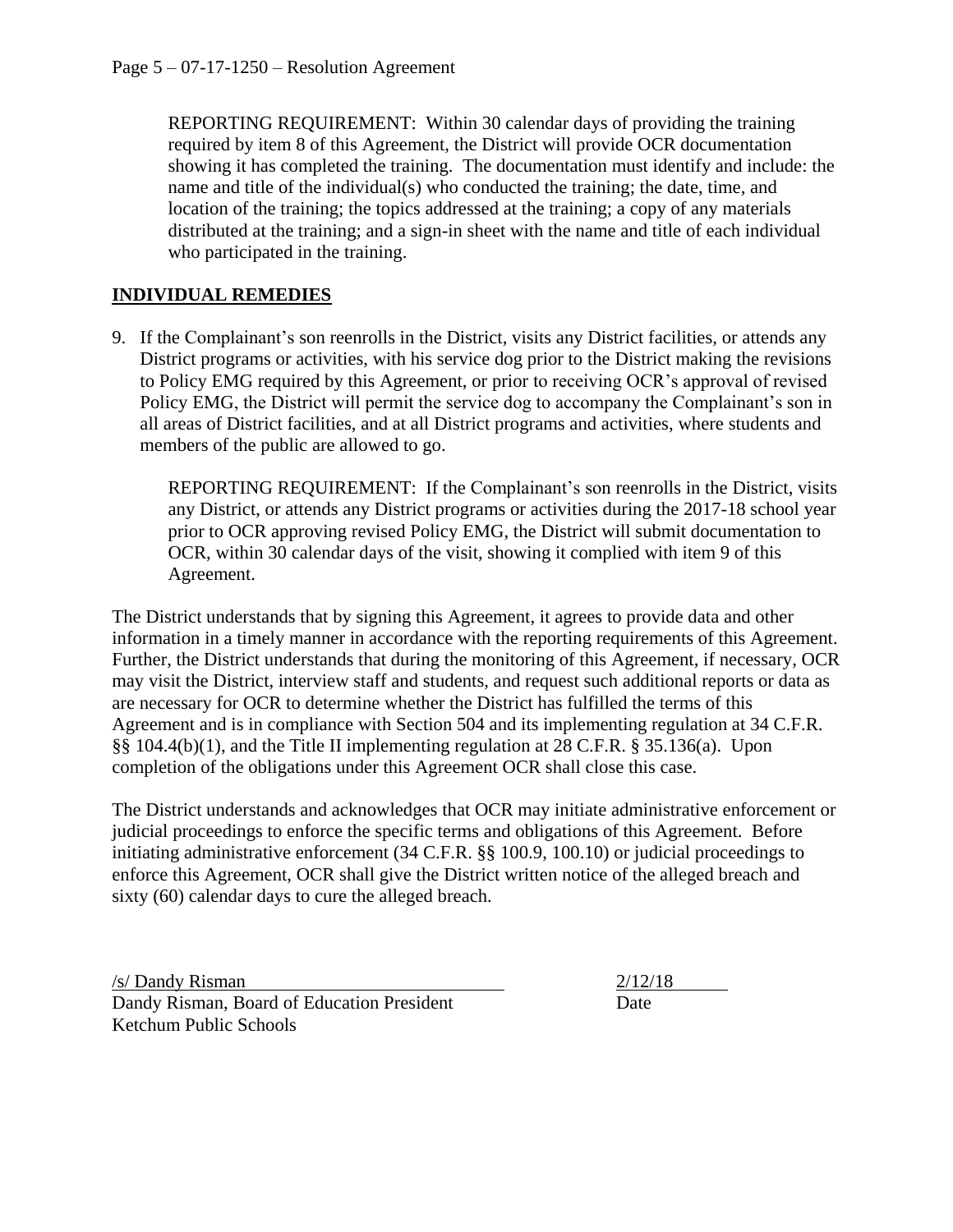REPORTING REQUIREMENT: Within 30 calendar days of providing the training required by item 8 of this Agreement, the District will provide OCR documentation showing it has completed the training. The documentation must identify and include: the name and title of the individual(s) who conducted the training; the date, time, and location of the training; the topics addressed at the training; a copy of any materials distributed at the training; and a sign-in sheet with the name and title of each individual who participated in the training.

## INDIVIDUAL REMEDIES

9. If the Complainant's son reenrolls in the District, visits any District facilities, or attends any District programs or activities, with his service dog prior to the District making the revisions to Policy EMG required by this Agreement, or prior to receiving OCR's approval of revised Policy EMG, the District will permit the service dog to accompany the Complainant's son in all areas of District facilities, and at all District programs and activities, where students and members of the public are allowed to go.

   REPORTING REQUIREMENT: If the Complainant's son reenrolls in the District, visits any District, or attends any District programs or activities during the 2017-18 school year prior to OCR approving revised Policy EMG, the District will submit documentation to OCR, within 30 calendar days of the visit, showing it complied with item 9 of this Agreement.

The District understands that by signing this Agreement, it agrees to provide data and other information in a timely manner in accordance with the reporting requirements of this Agreement. Further, the District understands that during the monitoring of this Agreement, if necessary, OCR may visit the District, interview staff and students, and request such additional reports or data as are necessary for OCR to determine whether the District has fulfilled the terms of this Agreement and is in compliance with Section 504 and its implementing regulation at 34 C.F.R. §§ 104.4(b)(1), and the Title II implementing regulation at 28 C.F.R. § 35.136(a). Upon completion of the obligations under this Agreement OCR shall close this case.

The District understands and acknowledges that OCR may initiate administrative enforcement or judicial proceedings to enforce the specific terms and obligations of this Agreement. Before initiating administrative enforcement (34 C.F.R. §§ 100.9, 100.10) or judicial proceedings to enforce this Agreement, OCR shall give the District written notice of the alleged breach and sixty (60) calendar days to cure the alleged breach.

/s/ Dandy Risman
Dandy Risman, Board of Education President
Ketchum Public Schools

2/12/18
Date